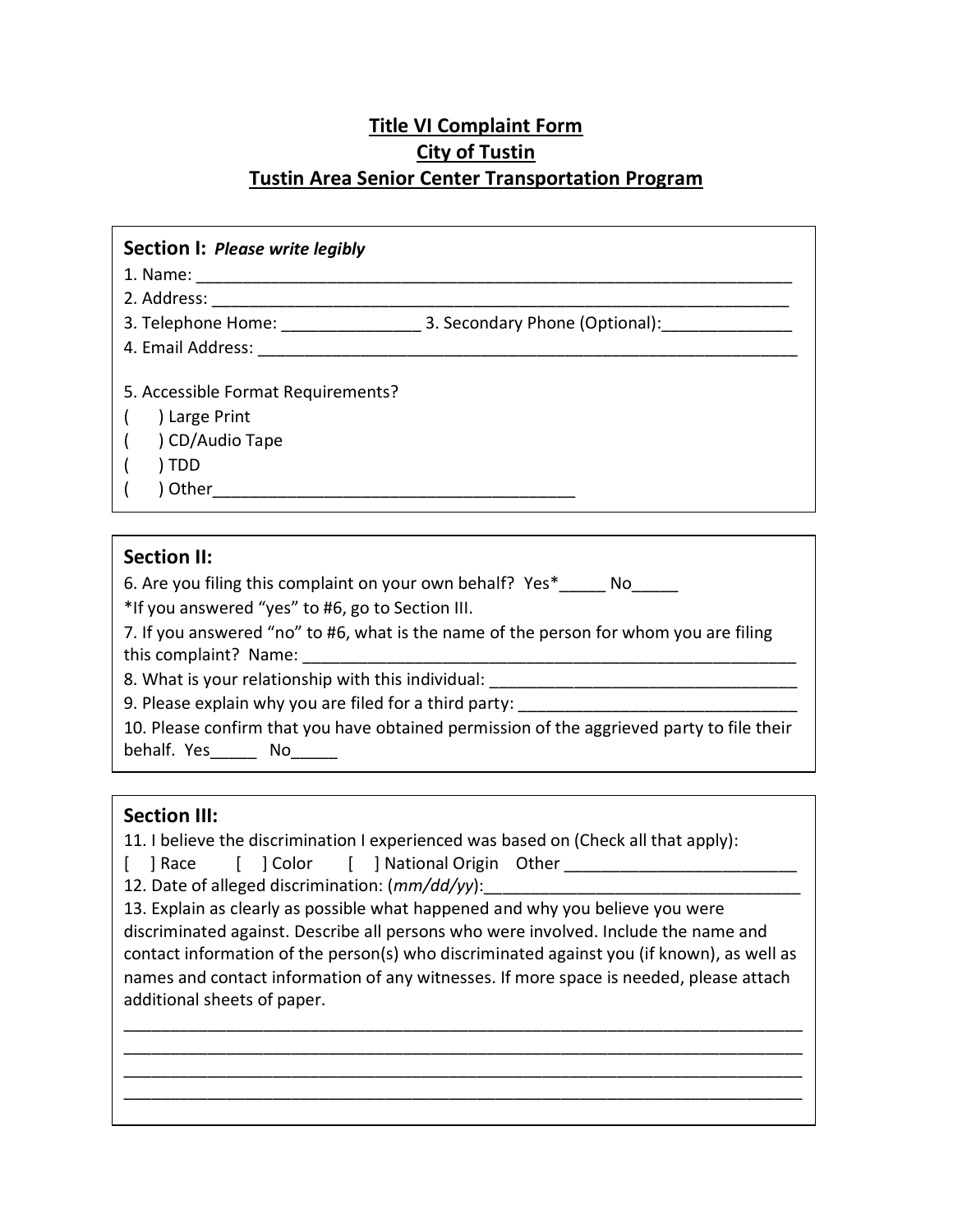# Title VI Complaint Form
# City of Tustin
# Tustin Area Senior Center Transportation Program

**Section I:** ***Please write legibly***

1. Name: ____________________________________________________________________
2. Address: __________________________________________________________________
3. Telephone Home: _______________ 3. Secondary Phone (Optional):______________
4. Email Address: _____________________________________________________________

5. Accessible Format Requirements?

(    ) Large Print
(    ) CD/Audio Tape
(    ) TDD
(    ) Other________________________________________

**Section II:**

6. Are you filing this complaint on your own behalf? Yes*_____ No_____

*If you answered "yes" to #6, go to Section III.

7. If you answered "no" to #6, what is the name of the person for whom you are filing this complaint? Name: _________________________________________________________

8. What is your relationship with this individual: _________________________________

9. Please explain why you are filed for a third party: _____________________________

10. Please confirm that you have obtained permission of the aggrieved party to file their behalf. Yes_____ No_____

**Section III:**

11. I believe the discrimination I experienced was based on (Check all that apply):

[ ] Race [ ] Color [ ] National Origin Other _________________________

12. Date of alleged discrimination: (*mm/dd/yy*):__________________________________

13. Explain as clearly as possible what happened and why you believe you were discriminated against. Describe all persons who were involved. Include the name and contact information of the person(s) who discriminated against you (if known), as well as names and contact information of any witnesses. If more space is needed, please attach additional sheets of paper.

___________________________________________________________________________
___________________________________________________________________________
___________________________________________________________________________
___________________________________________________________________________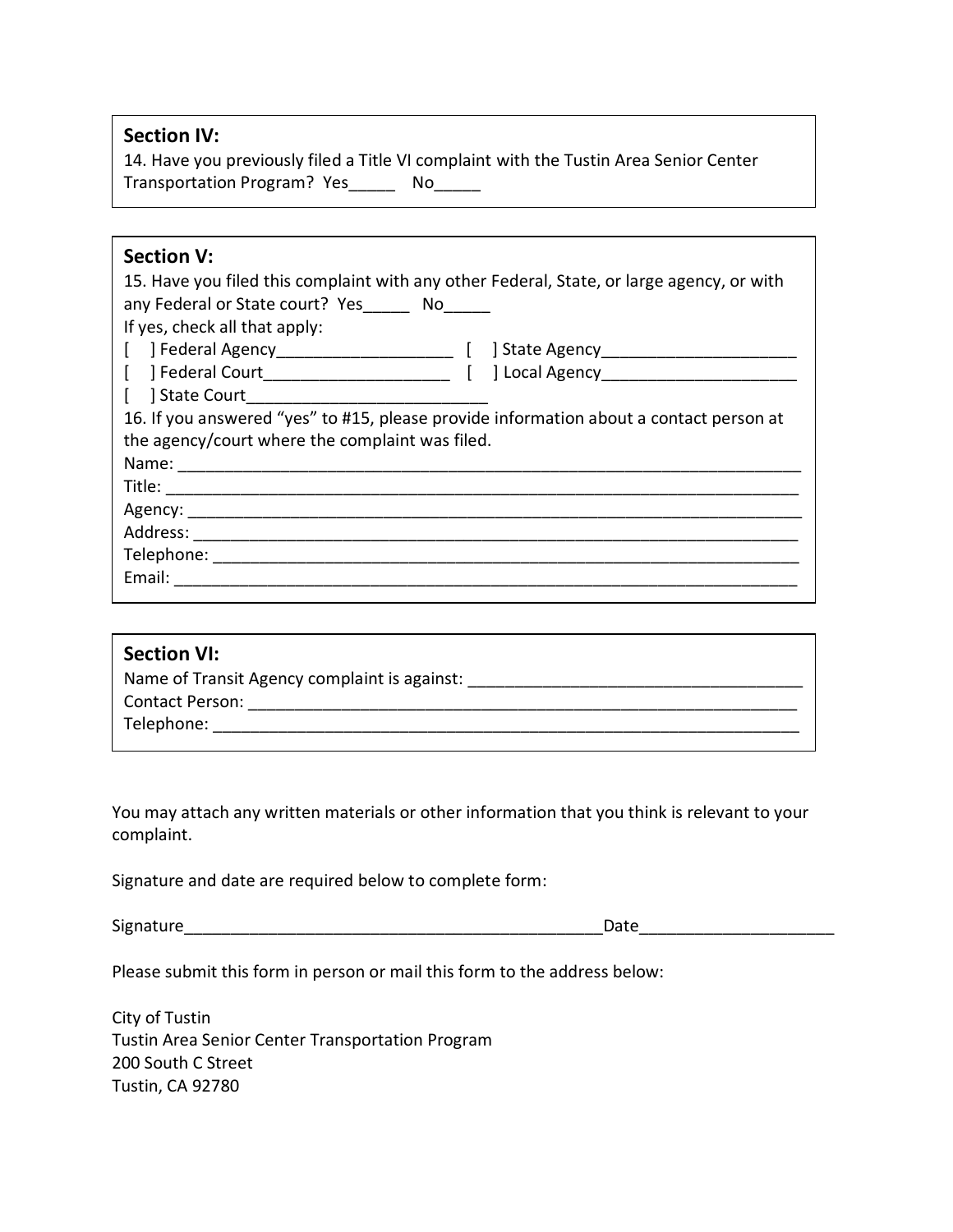## Section IV:

14. Have you previously filed a Title VI complaint with the Tustin Area Senior Center Transportation Program? Yes_____ No_____

## Section V:

15. Have you filed this complaint with any other Federal, State, or large agency, or with any Federal or State court? Yes_____ No_____

If yes, check all that apply:

[ ] Federal Agency___________________ [ ] State Agency_____________________

[ ] Federal Court____________________ [ ] Local Agency_____________________

[ ] State Court__________________________

16. If you answered "yes" to #15, please provide information about a contact person at the agency/court where the complaint was filed.

Name: ______________________________________________________________________

Title: ______________________________________________________________________

Agency: ____________________________________________________________________

Address: ____________________________________________________________________

Telephone: __________________________________________________________________

Email: ______________________________________________________________________

## Section VI:

Name of Transit Agency complaint is against: ____________________________________

Contact Person: _______________________________________________________________

Telephone: ___________________________________________________________________

You may attach any written materials or other information that you think is relevant to your complaint.

Signature and date are required below to complete form:

Signature_______________________________________________Date_____________________

Please submit this form in person or mail this form to the address below:

City of Tustin
Tustin Area Senior Center Transportation Program
200 South C Street
Tustin, CA 92780